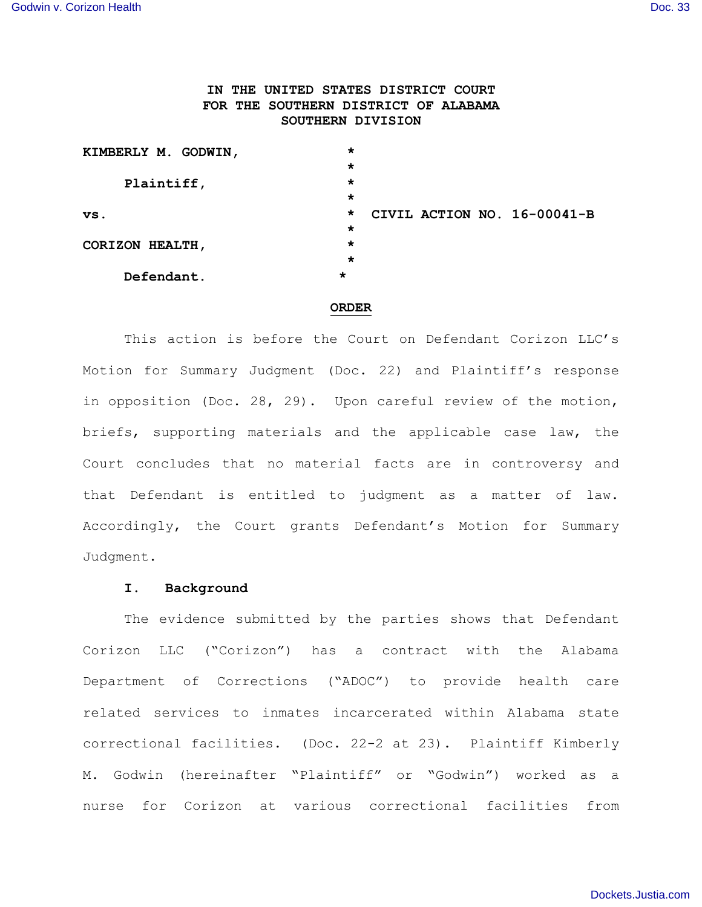# IN THE UNITED STATES DISTRICT COURT FOR THE SOUTHERN DISTRICT OF ALABAMA SOUTHERN DIVISION

| | | |
|---|---|---|
| **KIMBERLY M. GODWIN,** | * | |
| | * | |
| **Plaintiff,** | * | |
| | * | |
| **vs.** | * | **CIVIL ACTION NO. 16-00041-B** |
| | * | |
| **CORIZON HEALTH,** | * | |
| | * | |
| **Defendant.** | * | |

## ORDER

This action is before the Court on Defendant Corizon LLC's Motion for Summary Judgment (Doc. 22) and Plaintiff's response in opposition (Doc. 28, 29). Upon careful review of the motion, briefs, supporting materials and the applicable case law, the Court concludes that no material facts are in controversy and that Defendant is entitled to judgment as a matter of law. Accordingly, the Court grants Defendant's Motion for Summary Judgment.

### I. Background

The evidence submitted by the parties shows that Defendant Corizon LLC ("Corizon") has a contract with the Alabama Department of Corrections ("ADOC") to provide health care related services to inmates incarcerated within Alabama state correctional facilities. (Doc. 22-2 at 23). Plaintiff Kimberly M. Godwin (hereinafter "Plaintiff" or "Godwin") worked as a nurse for Corizon at various correctional facilities from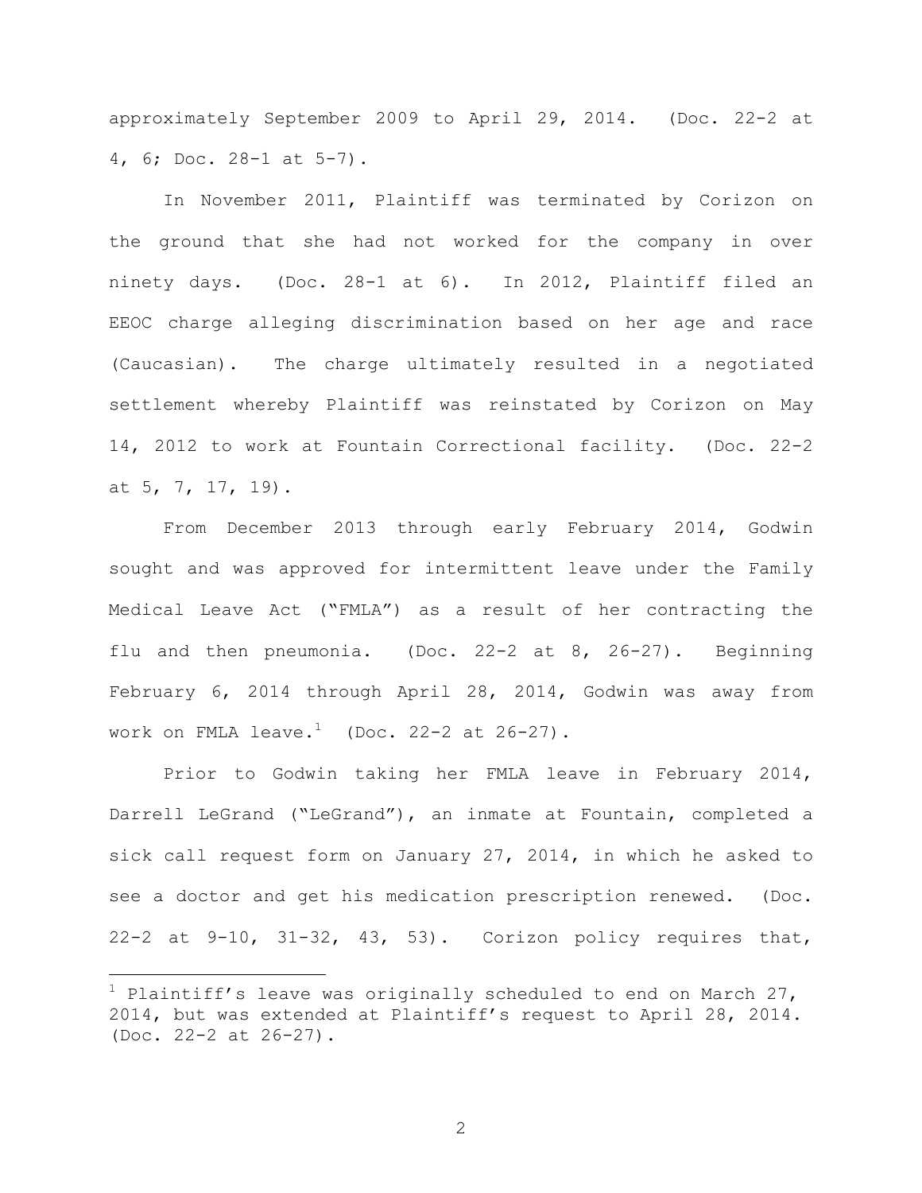approximately September 2009 to April 29, 2014. (Doc. 22-2 at 4, 6; Doc. 28-1 at 5-7).

In November 2011, Plaintiff was terminated by Corizon on the ground that she had not worked for the company in over ninety days. (Doc. 28-1 at 6). In 2012, Plaintiff filed an EEOC charge alleging discrimination based on her age and race (Caucasian). The charge ultimately resulted in a negotiated settlement whereby Plaintiff was reinstated by Corizon on May 14, 2012 to work at Fountain Correctional facility. (Doc. 22-2 at 5, 7, 17, 19).

From December 2013 through early February 2014, Godwin sought and was approved for intermittent leave under the Family Medical Leave Act ("FMLA") as a result of her contracting the flu and then pneumonia. (Doc. 22-2 at 8, 26-27). Beginning February 6, 2014 through April 28, 2014, Godwin was away from work on FMLA leave.[1] (Doc. 22-2 at 26-27).

Prior to Godwin taking her FMLA leave in February 2014, Darrell LeGrand ("LeGrand"), an inmate at Fountain, completed a sick call request form on January 27, 2014, in which he asked to see a doctor and get his medication prescription renewed. (Doc. 22-2 at 9-10, 31-32, 43, 53). Corizon policy requires that,

[1] Plaintiff's leave was originally scheduled to end on March 27, 2014, but was extended at Plaintiff's request to April 28, 2014. (Doc. 22-2 at 26-27).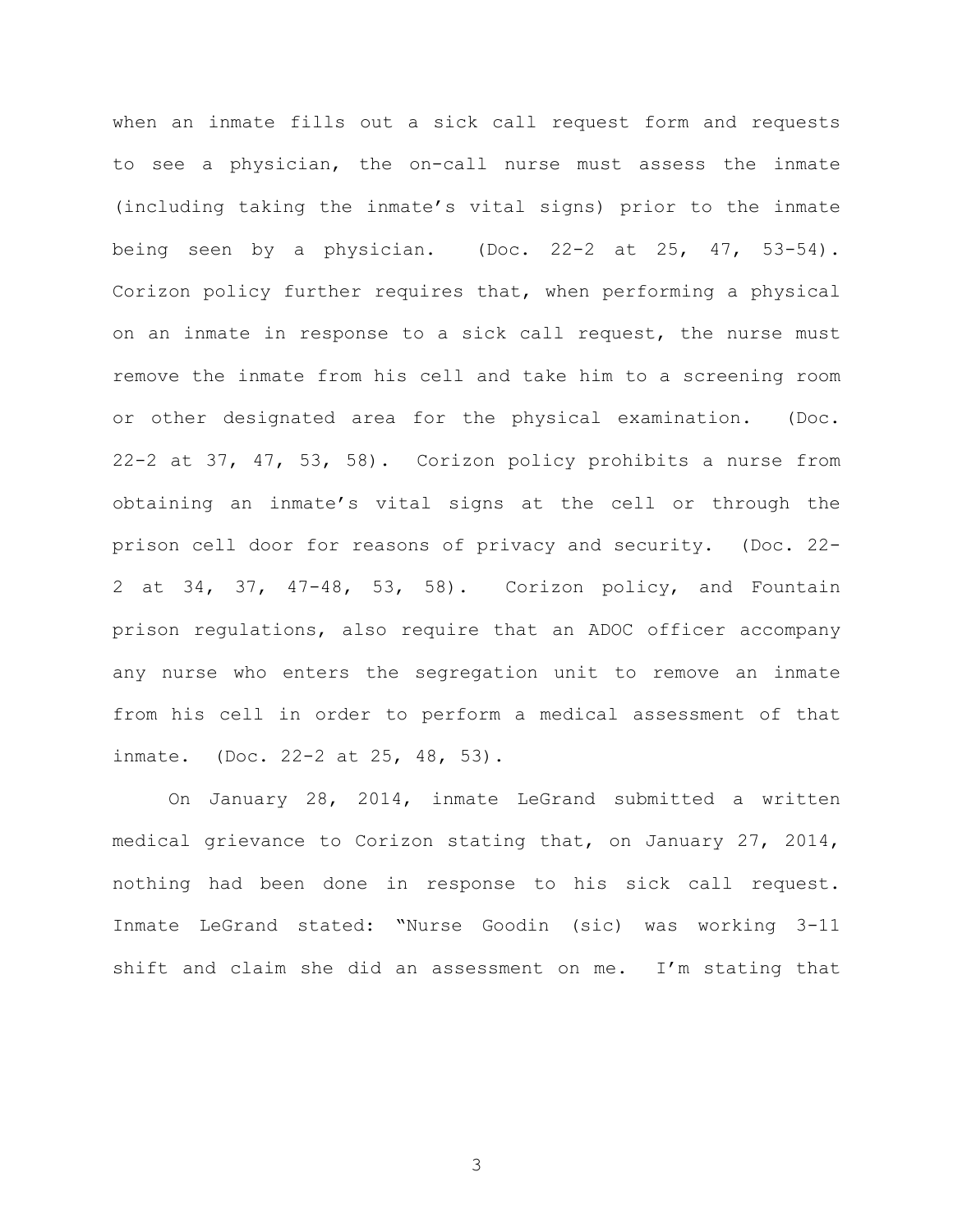when an inmate fills out a sick call request form and requests to see a physician, the on-call nurse must assess the inmate (including taking the inmate's vital signs) prior to the inmate being seen by a physician. (Doc. 22-2 at 25, 47, 53-54). Corizon policy further requires that, when performing a physical on an inmate in response to a sick call request, the nurse must remove the inmate from his cell and take him to a screening room or other designated area for the physical examination. (Doc. 22-2 at 37, 47, 53, 58). Corizon policy prohibits a nurse from obtaining an inmate's vital signs at the cell or through the prison cell door for reasons of privacy and security. (Doc. 22-2 at 34, 37, 47-48, 53, 58). Corizon policy, and Fountain prison regulations, also require that an ADOC officer accompany any nurse who enters the segregation unit to remove an inmate from his cell in order to perform a medical assessment of that inmate. (Doc. 22-2 at 25, 48, 53).

On January 28, 2014, inmate LeGrand submitted a written medical grievance to Corizon stating that, on January 27, 2014, nothing had been done in response to his sick call request. Inmate LeGrand stated: "Nurse Goodin (sic) was working 3-11 shift and claim she did an assessment on me. I'm stating that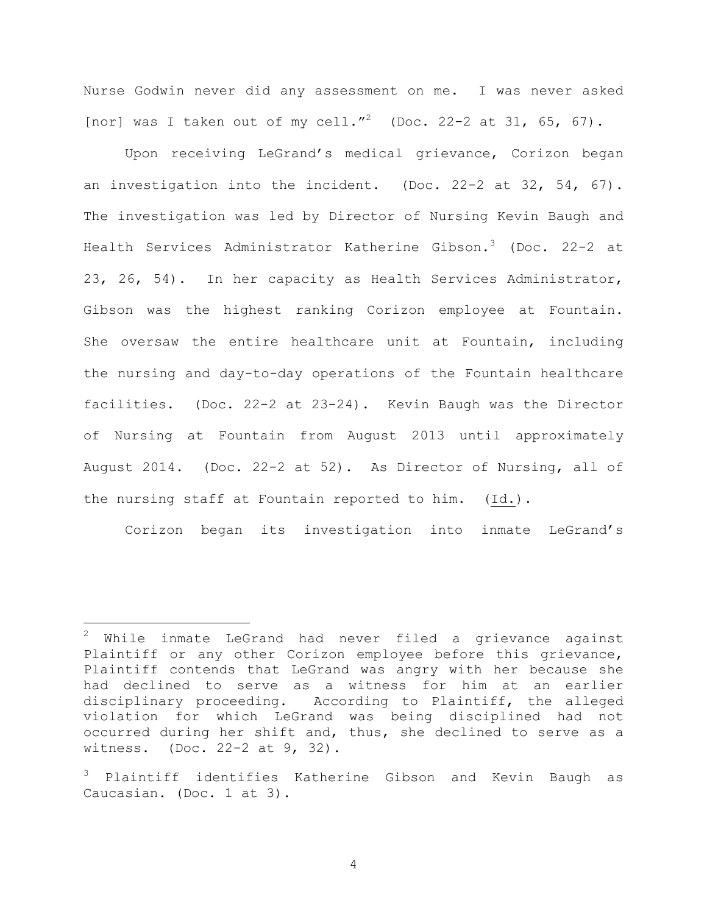Nurse Godwin never did any assessment on me. I was never asked [nor] was I taken out of my cell."[2] (Doc. 22-2 at 31, 65, 67).

Upon receiving LeGrand's medical grievance, Corizon began an investigation into the incident. (Doc. 22-2 at 32, 54, 67). The investigation was led by Director of Nursing Kevin Baugh and Health Services Administrator Katherine Gibson.[3] (Doc. 22-2 at 23, 26, 54). In her capacity as Health Services Administrator, Gibson was the highest ranking Corizon employee at Fountain. She oversaw the entire healthcare unit at Fountain, including the nursing and day-to-day operations of the Fountain healthcare facilities. (Doc. 22-2 at 23-24). Kevin Baugh was the Director of Nursing at Fountain from August 2013 until approximately August 2014. (Doc. 22-2 at 52). As Director of Nursing, all of the nursing staff at Fountain reported to him. (Id.).

Corizon began its investigation into inmate LeGrand's

---

[2] While inmate LeGrand had never filed a grievance against Plaintiff or any other Corizon employee before this grievance, Plaintiff contends that LeGrand was angry with her because she had declined to serve as a witness for him at an earlier disciplinary proceeding. According to Plaintiff, the alleged violation for which LeGrand was being disciplined had not occurred during her shift and, thus, she declined to serve as a witness. (Doc. 22-2 at 9, 32).

[3] Plaintiff identifies Katherine Gibson and Kevin Baugh as Caucasian. (Doc. 1 at 3).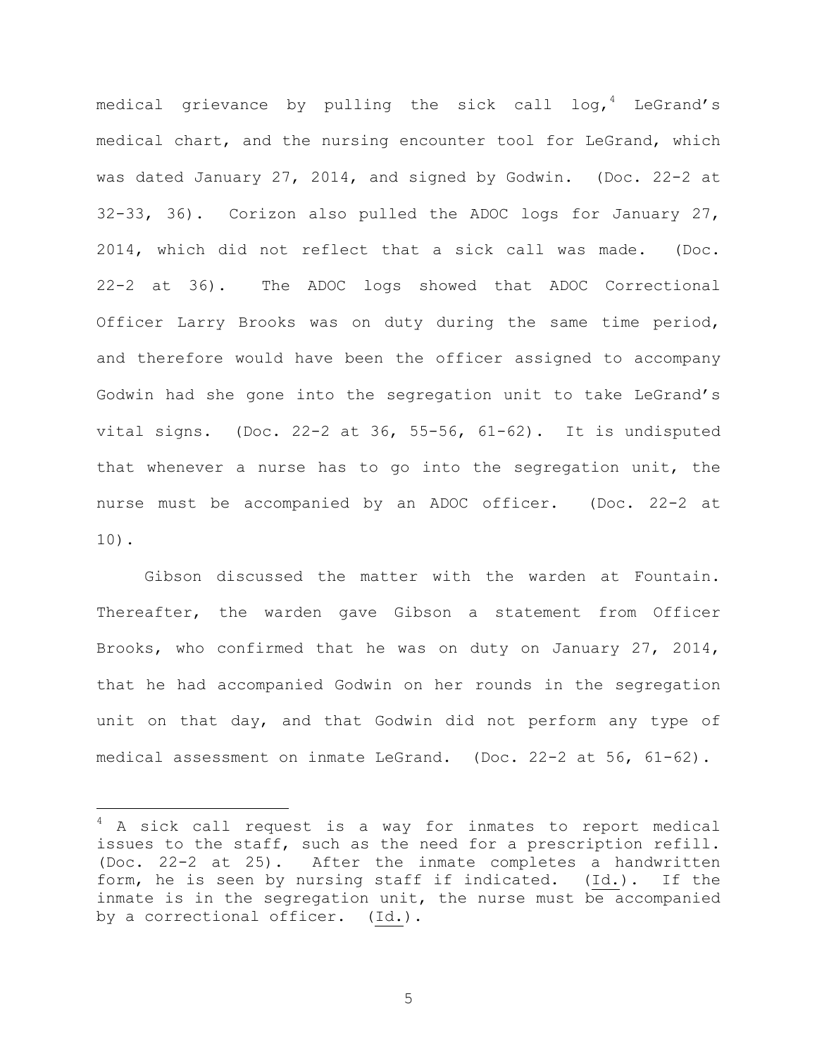medical grievance by pulling the sick call log,[4] LeGrand's medical chart, and the nursing encounter tool for LeGrand, which was dated January 27, 2014, and signed by Godwin. (Doc. 22-2 at 32-33, 36). Corizon also pulled the ADOC logs for January 27, 2014, which did not reflect that a sick call was made. (Doc. 22-2 at 36). The ADOC logs showed that ADOC Correctional Officer Larry Brooks was on duty during the same time period, and therefore would have been the officer assigned to accompany Godwin had she gone into the segregation unit to take LeGrand's vital signs. (Doc. 22-2 at 36, 55-56, 61-62). It is undisputed that whenever a nurse has to go into the segregation unit, the nurse must be accompanied by an ADOC officer. (Doc. 22-2 at 10).

Gibson discussed the matter with the warden at Fountain. Thereafter, the warden gave Gibson a statement from Officer Brooks, who confirmed that he was on duty on January 27, 2014, that he had accompanied Godwin on her rounds in the segregation unit on that day, and that Godwin did not perform any type of medical assessment on inmate LeGrand. (Doc. 22-2 at 56, 61-62).

---

[4] A sick call request is a way for inmates to report medical issues to the staff, such as the need for a prescription refill. (Doc. 22-2 at 25). After the inmate completes a handwritten form, he is seen by nursing staff if indicated. (Id.). If the inmate is in the segregation unit, the nurse must be accompanied by a correctional officer. (Id.).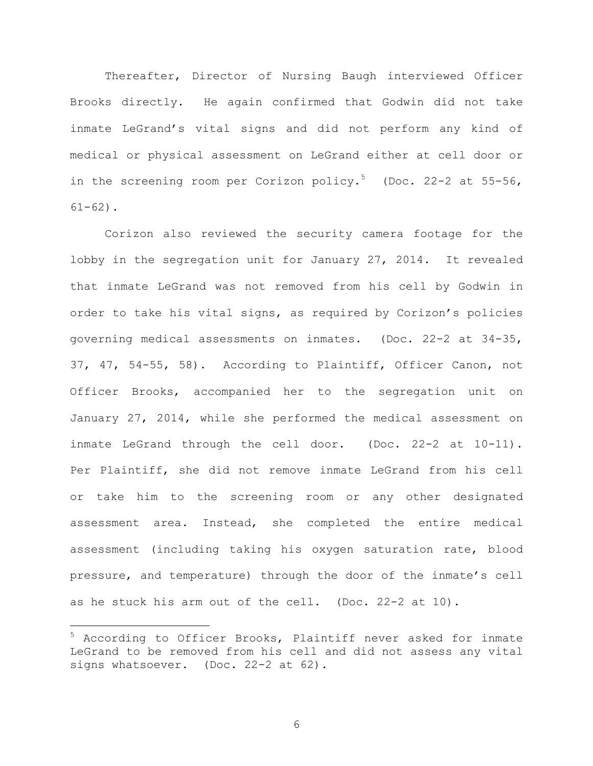Thereafter, Director of Nursing Baugh interviewed Officer Brooks directly. He again confirmed that Godwin did not take inmate LeGrand's vital signs and did not perform any kind of medical or physical assessment on LeGrand either at cell door or in the screening room per Corizon policy.[5] (Doc. 22-2 at 55-56, 61-62).

Corizon also reviewed the security camera footage for the lobby in the segregation unit for January 27, 2014. It revealed that inmate LeGrand was not removed from his cell by Godwin in order to take his vital signs, as required by Corizon's policies governing medical assessments on inmates. (Doc. 22-2 at 34-35, 37, 47, 54-55, 58). According to Plaintiff, Officer Canon, not Officer Brooks, accompanied her to the segregation unit on January 27, 2014, while she performed the medical assessment on inmate LeGrand through the cell door. (Doc. 22-2 at 10-11). Per Plaintiff, she did not remove inmate LeGrand from his cell or take him to the screening room or any other designated assessment area. Instead, she completed the entire medical assessment (including taking his oxygen saturation rate, blood pressure, and temperature) through the door of the inmate's cell as he stuck his arm out of the cell. (Doc. 22-2 at 10).

---

[5] According to Officer Brooks, Plaintiff never asked for inmate LeGrand to be removed from his cell and did not assess any vital signs whatsoever. (Doc. 22-2 at 62).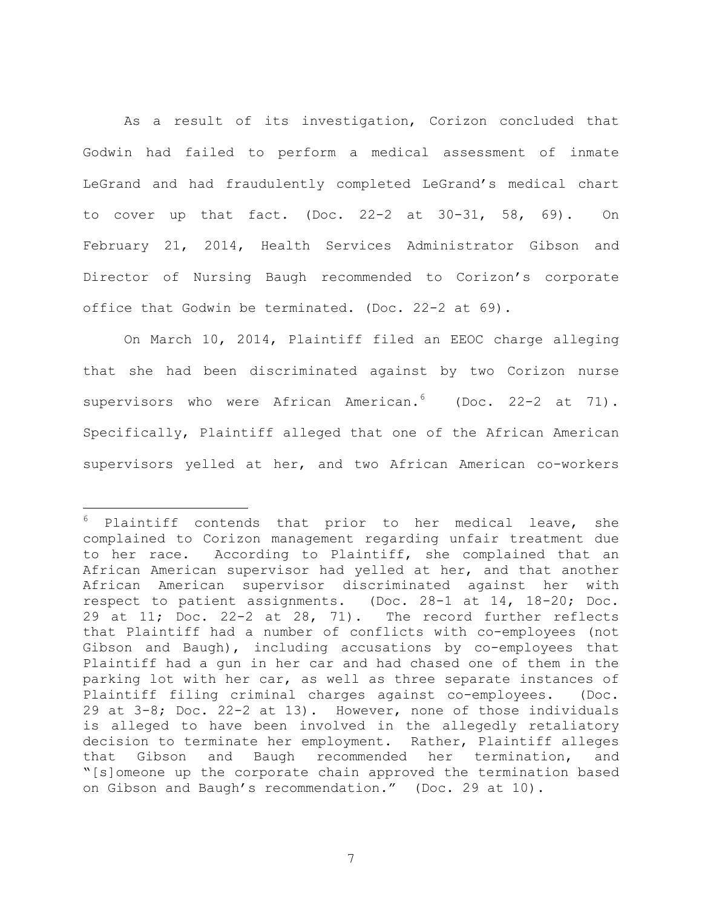As a result of its investigation, Corizon concluded that Godwin had failed to perform a medical assessment of inmate LeGrand and had fraudulently completed LeGrand's medical chart to cover up that fact. (Doc. 22-2 at 30-31, 58, 69). On February 21, 2014, Health Services Administrator Gibson and Director of Nursing Baugh recommended to Corizon's corporate office that Godwin be terminated. (Doc. 22-2 at 69).

On March 10, 2014, Plaintiff filed an EEOC charge alleging that she had been discriminated against by two Corizon nurse supervisors who were African American.[6] (Doc. 22-2 at 71). Specifically, Plaintiff alleged that one of the African American supervisors yelled at her, and two African American co-workers

---

[6] Plaintiff contends that prior to her medical leave, she complained to Corizon management regarding unfair treatment due to her race. According to Plaintiff, she complained that an African American supervisor had yelled at her, and that another African American supervisor discriminated against her with respect to patient assignments. (Doc. 28-1 at 14, 18-20; Doc. 29 at 11; Doc. 22-2 at 28, 71). The record further reflects that Plaintiff had a number of conflicts with co-employees (not Gibson and Baugh), including accusations by co-employees that Plaintiff had a gun in her car and had chased one of them in the parking lot with her car, as well as three separate instances of Plaintiff filing criminal charges against co-employees. (Doc. 29 at 3-8; Doc. 22-2 at 13). However, none of those individuals is alleged to have been involved in the allegedly retaliatory decision to terminate her employment. Rather, Plaintiff alleges that Gibson and Baugh recommended her termination, and "[s]omeone up the corporate chain approved the termination based on Gibson and Baugh's recommendation." (Doc. 29 at 10).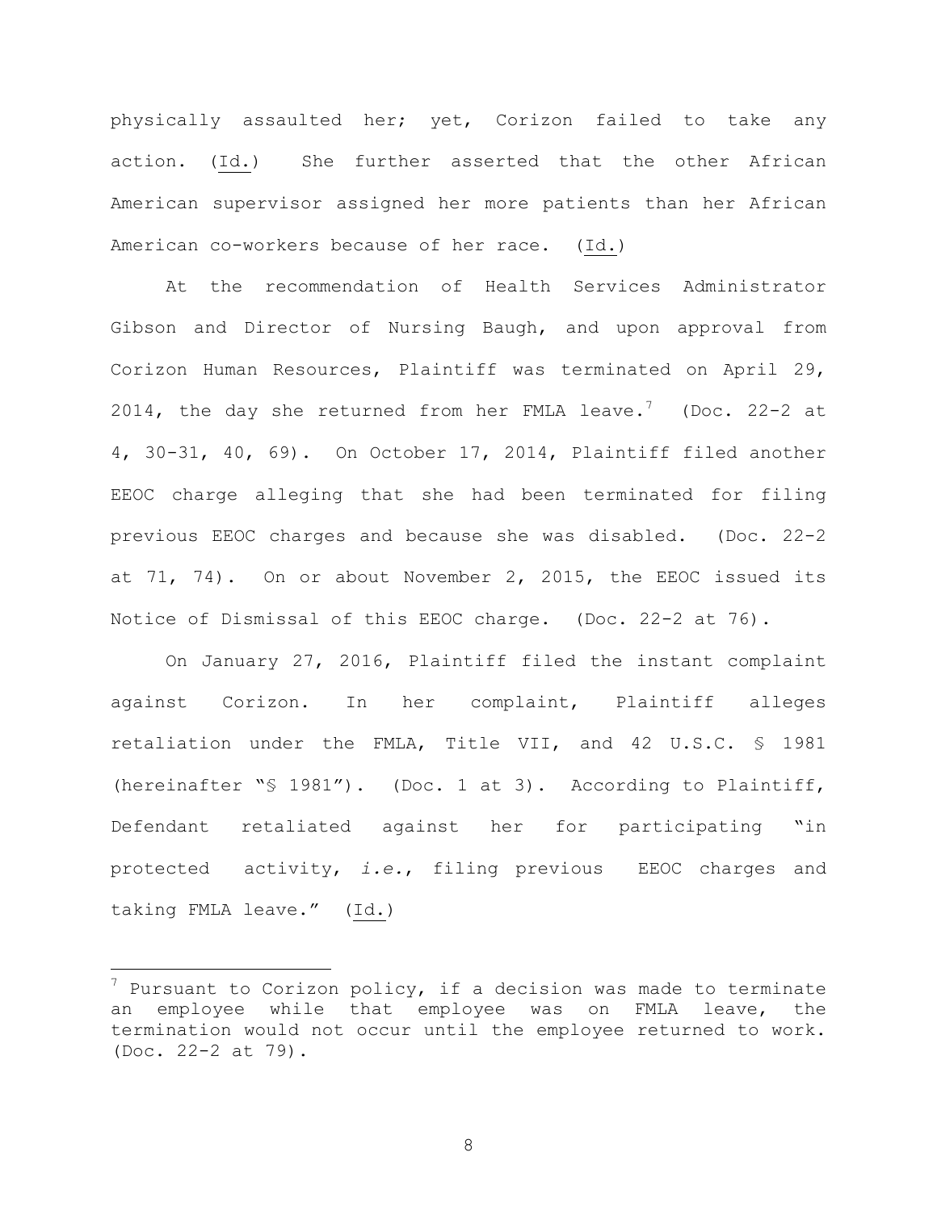physically assaulted her; yet, Corizon failed to take any action. (Id.) She further asserted that the other African American supervisor assigned her more patients than her African American co-workers because of her race. (Id.)

At the recommendation of Health Services Administrator Gibson and Director of Nursing Baugh, and upon approval from Corizon Human Resources, Plaintiff was terminated on April 29, 2014, the day she returned from her FMLA leave.[7] (Doc. 22-2 at 4, 30-31, 40, 69). On October 17, 2014, Plaintiff filed another EEOC charge alleging that she had been terminated for filing previous EEOC charges and because she was disabled. (Doc. 22-2 at 71, 74). On or about November 2, 2015, the EEOC issued its Notice of Dismissal of this EEOC charge. (Doc. 22-2 at 76).

On January 27, 2016, Plaintiff filed the instant complaint against Corizon. In her complaint, Plaintiff alleges retaliation under the FMLA, Title VII, and 42 U.S.C. § 1981 (hereinafter "§ 1981"). (Doc. 1 at 3). According to Plaintiff, Defendant retaliated against her for participating "in protected activity, *i.e.*, filing previous EEOC charges and taking FMLA leave." (Id.)

---

[7] Pursuant to Corizon policy, if a decision was made to terminate an employee while that employee was on FMLA leave, the termination would not occur until the employee returned to work. (Doc. 22-2 at 79).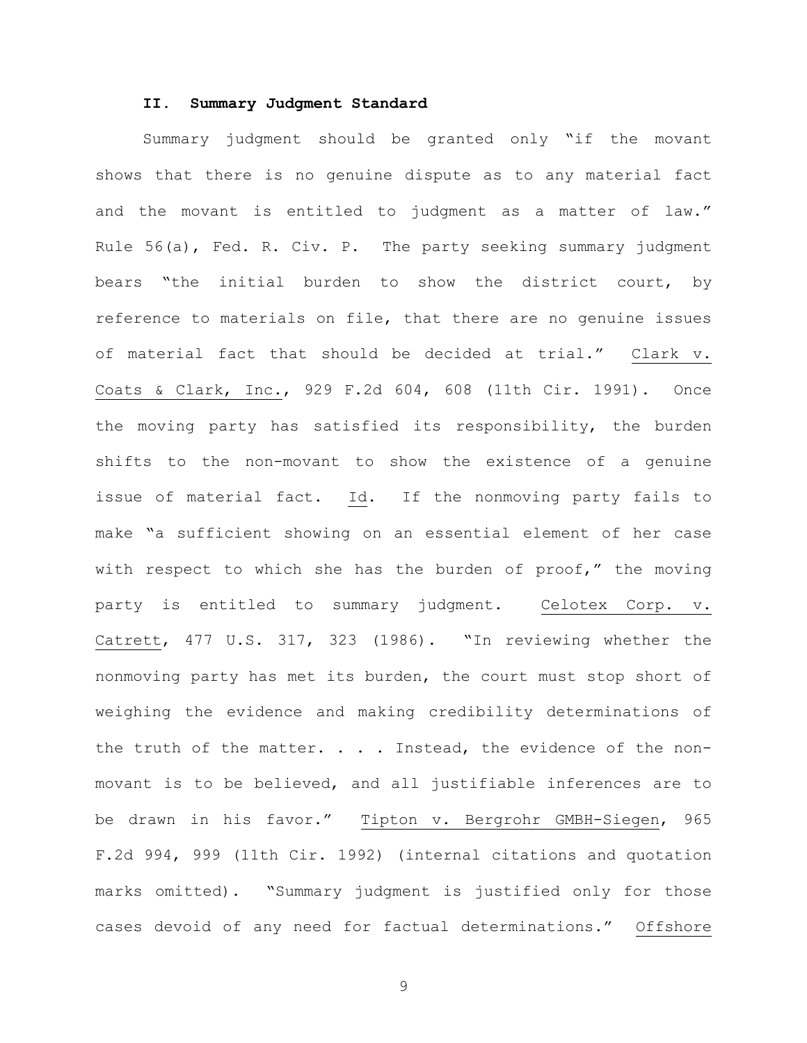## II. Summary Judgment Standard

Summary judgment should be granted only "if the movant shows that there is no genuine dispute as to any material fact and the movant is entitled to judgment as a matter of law." Rule 56(a), Fed. R. Civ. P. The party seeking summary judgment bears "the initial burden to show the district court, by reference to materials on file, that there are no genuine issues of material fact that should be decided at trial." Clark v. Coats & Clark, Inc., 929 F.2d 604, 608 (11th Cir. 1991). Once the moving party has satisfied its responsibility, the burden shifts to the non-movant to show the existence of a genuine issue of material fact. Id. If the nonmoving party fails to make "a sufficient showing on an essential element of her case with respect to which she has the burden of proof," the moving party is entitled to summary judgment. Celotex Corp. v. Catrett, 477 U.S. 317, 323 (1986). "In reviewing whether the nonmoving party has met its burden, the court must stop short of weighing the evidence and making credibility determinations of the truth of the matter. . . . Instead, the evidence of the non-movant is to be believed, and all justifiable inferences are to be drawn in his favor." Tipton v. Bergrohr GMBH-Siegen, 965 F.2d 994, 999 (11th Cir. 1992) (internal citations and quotation marks omitted). "Summary judgment is justified only for those cases devoid of any need for factual determinations." Offshore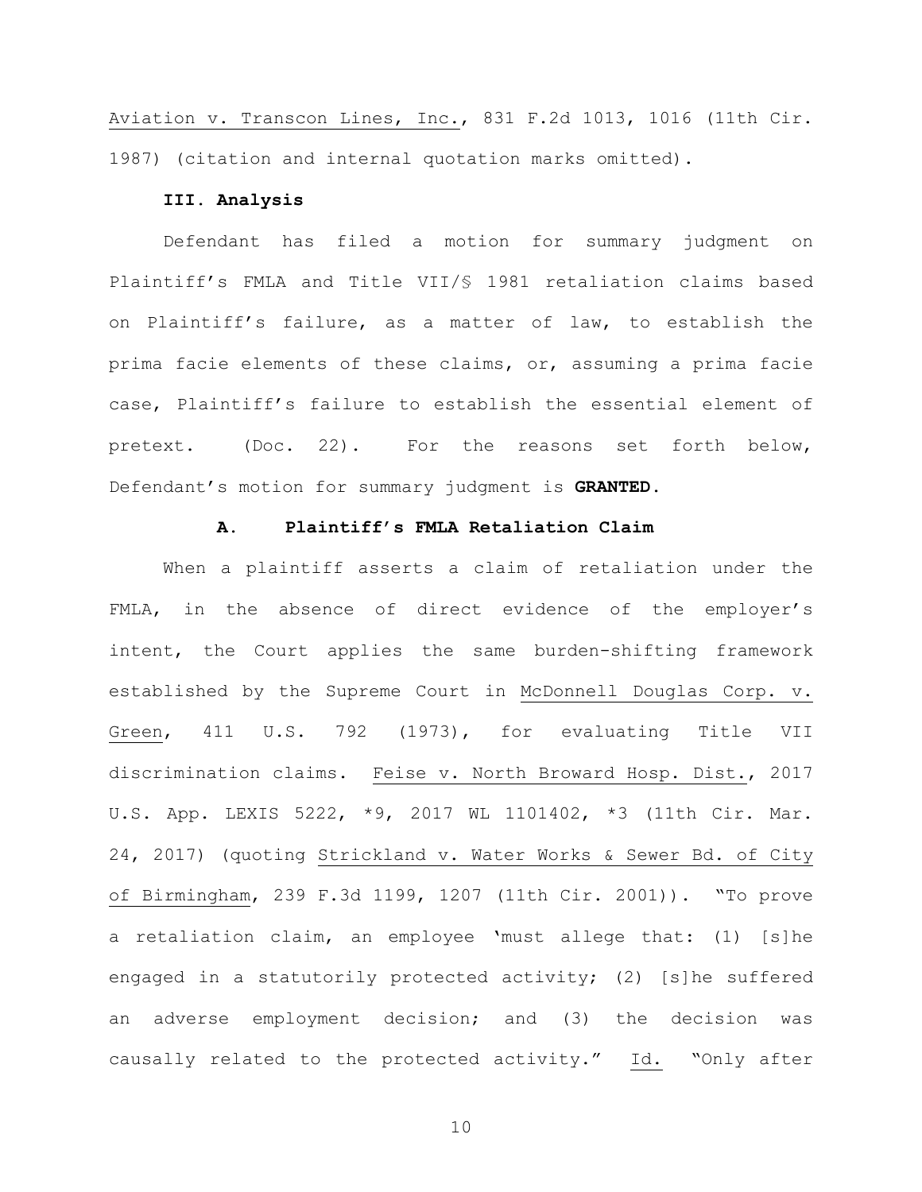Aviation v. Transcon Lines, Inc., 831 F.2d 1013, 1016 (11th Cir. 1987) (citation and internal quotation marks omitted).

### **III. Analysis**

Defendant has filed a motion for summary judgment on Plaintiff's FMLA and Title VII/§ 1981 retaliation claims based on Plaintiff's failure, as a matter of law, to establish the prima facie elements of these claims, or, assuming a prima facie case, Plaintiff's failure to establish the essential element of pretext. (Doc. 22). For the reasons set forth below, Defendant's motion for summary judgment is **GRANTED.**

#### **A. Plaintiff's FMLA Retaliation Claim**

When a plaintiff asserts a claim of retaliation under the FMLA, in the absence of direct evidence of the employer's intent, the Court applies the same burden-shifting framework established by the Supreme Court in McDonnell Douglas Corp. v. Green, 411 U.S. 792 (1973), for evaluating Title VII discrimination claims. Feise v. North Broward Hosp. Dist., 2017 U.S. App. LEXIS 5222, *9, 2017 WL 1101402, *3 (11th Cir. Mar. 24, 2017) (quoting Strickland v. Water Works & Sewer Bd. of City of Birmingham, 239 F.3d 1199, 1207 (11th Cir. 2001)). "To prove a retaliation claim, an employee 'must allege that: (1) [s]he engaged in a statutorily protected activity; (2) [s]he suffered an adverse employment decision; and (3) the decision was causally related to the protected activity." Id. "Only after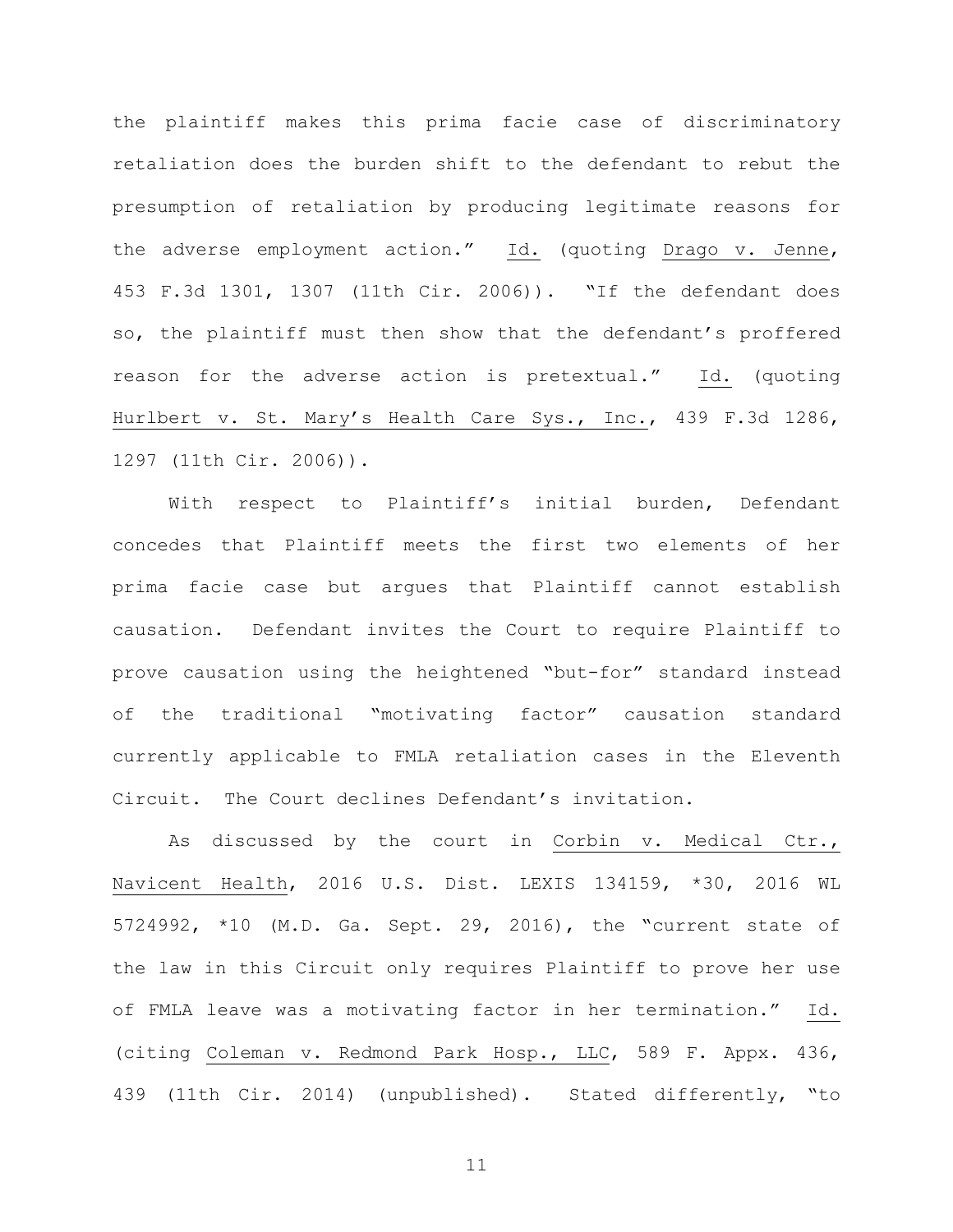the plaintiff makes this prima facie case of discriminatory retaliation does the burden shift to the defendant to rebut the presumption of retaliation by producing legitimate reasons for the adverse employment action." Id. (quoting Drago v. Jenne, 453 F.3d 1301, 1307 (11th Cir. 2006)). "If the defendant does so, the plaintiff must then show that the defendant's proffered reason for the adverse action is pretextual." Id. (quoting Hurlbert v. St. Mary's Health Care Sys., Inc., 439 F.3d 1286, 1297 (11th Cir. 2006)).

With respect to Plaintiff's initial burden, Defendant concedes that Plaintiff meets the first two elements of her prima facie case but argues that Plaintiff cannot establish causation. Defendant invites the Court to require Plaintiff to prove causation using the heightened "but-for" standard instead of the traditional "motivating factor" causation standard currently applicable to FMLA retaliation cases in the Eleventh Circuit. The Court declines Defendant's invitation.

As discussed by the court in Corbin v. Medical Ctr., Navicent Health, 2016 U.S. Dist. LEXIS 134159, *30, 2016 WL 5724992, *10 (M.D. Ga. Sept. 29, 2016), the "current state of the law in this Circuit only requires Plaintiff to prove her use of FMLA leave was a motivating factor in her termination." Id. (citing Coleman v. Redmond Park Hosp., LLC, 589 F. Appx. 436, 439 (11th Cir. 2014) (unpublished). Stated differently, "to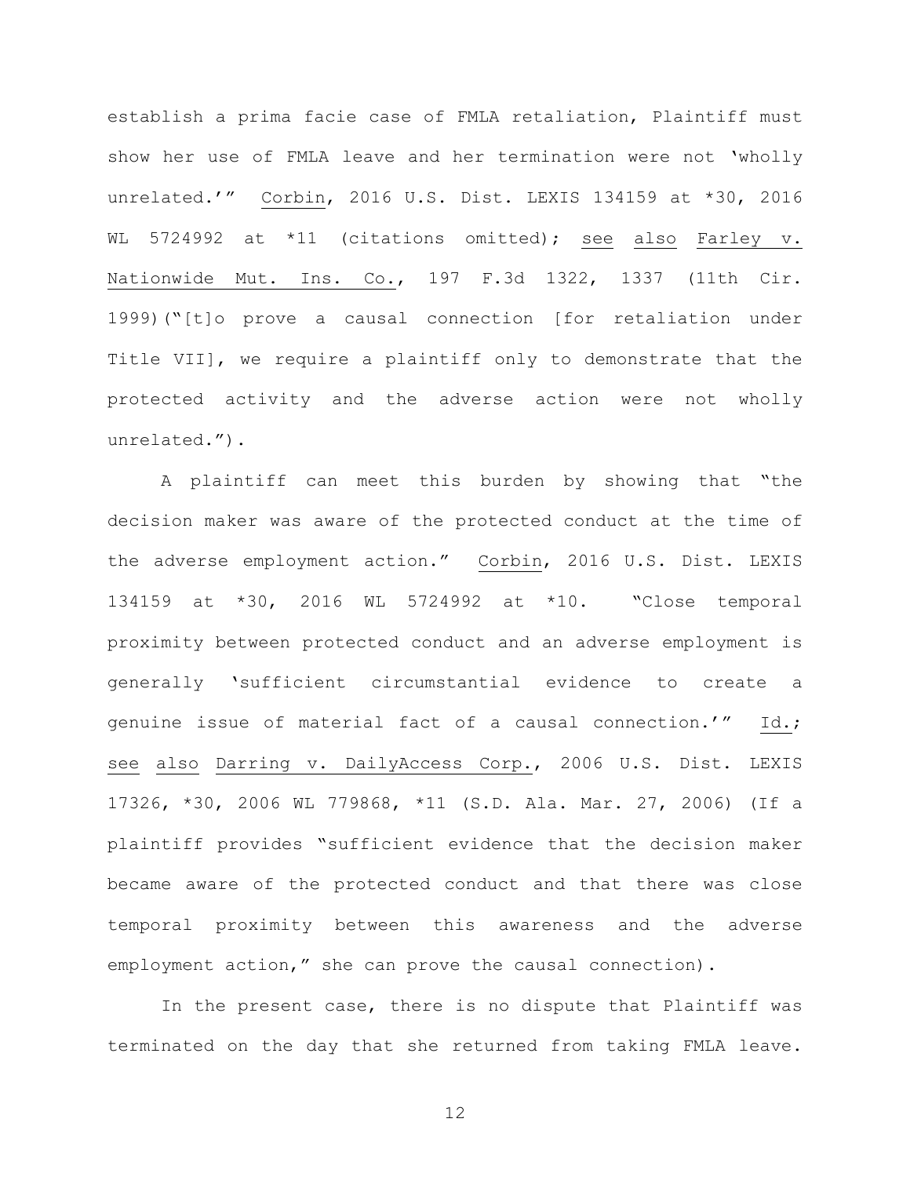establish a prima facie case of FMLA retaliation, Plaintiff must show her use of FMLA leave and her termination were not 'wholly unrelated.'" Corbin, 2016 U.S. Dist. LEXIS 134159 at *30, 2016 WL 5724992 at *11 (citations omitted); see also Farley v. Nationwide Mut. Ins. Co., 197 F.3d 1322, 1337 (11th Cir. 1999)("[t]o prove a causal connection [for retaliation under Title VII], we require a plaintiff only to demonstrate that the protected activity and the adverse action were not wholly unrelated.").

A plaintiff can meet this burden by showing that "the decision maker was aware of the protected conduct at the time of the adverse employment action." Corbin, 2016 U.S. Dist. LEXIS 134159 at *30, 2016 WL 5724992 at *10. "Close temporal proximity between protected conduct and an adverse employment is generally 'sufficient circumstantial evidence to create a genuine issue of material fact of a causal connection.'" Id.; see also Darring v. DailyAccess Corp., 2006 U.S. Dist. LEXIS 17326, *30, 2006 WL 779868, *11 (S.D. Ala. Mar. 27, 2006) (If a plaintiff provides "sufficient evidence that the decision maker became aware of the protected conduct and that there was close temporal proximity between this awareness and the adverse employment action," she can prove the causal connection).

In the present case, there is no dispute that Plaintiff was terminated on the day that she returned from taking FMLA leave.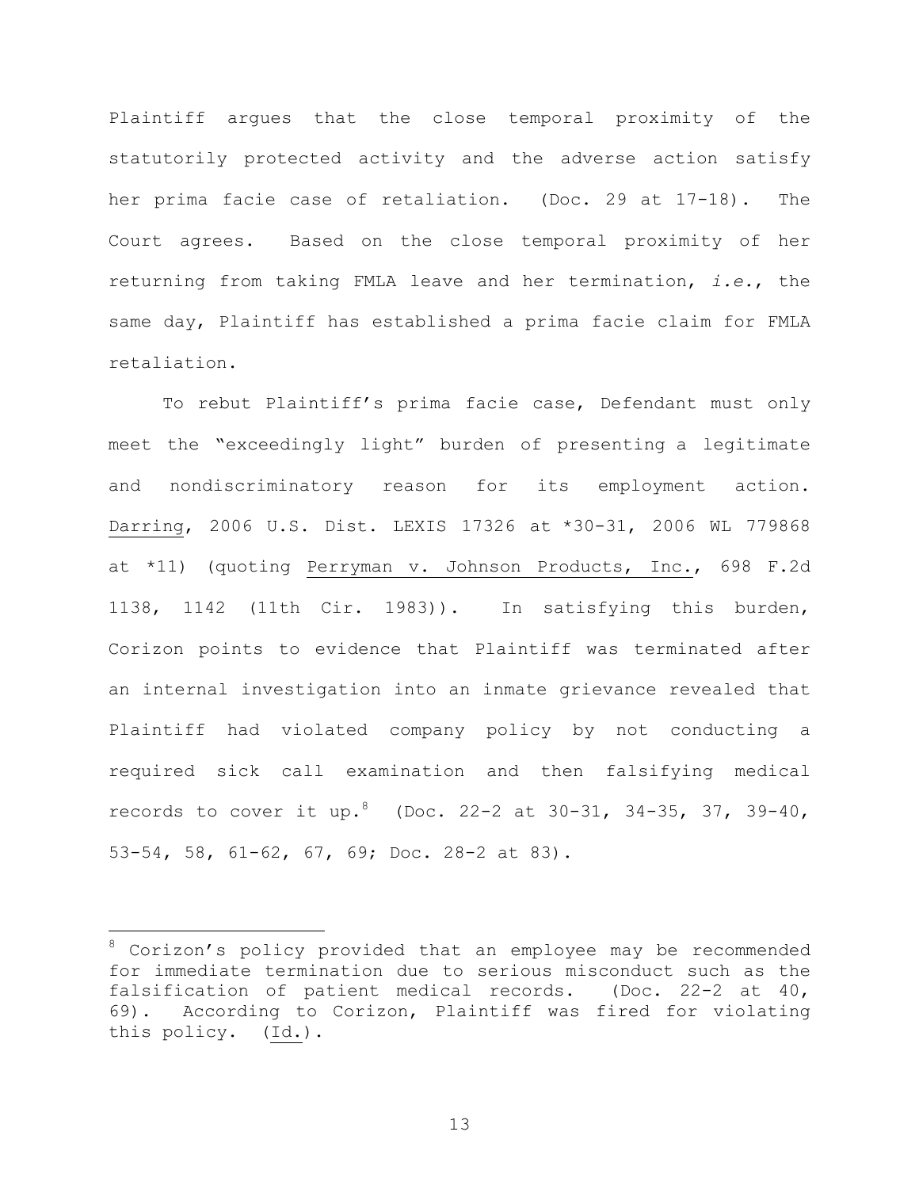Plaintiff argues that the close temporal proximity of the statutorily protected activity and the adverse action satisfy her prima facie case of retaliation. (Doc. 29 at 17-18). The Court agrees. Based on the close temporal proximity of her returning from taking FMLA leave and her termination, *i.e.*, the same day, Plaintiff has established a prima facie claim for FMLA retaliation.

To rebut Plaintiff's prima facie case, Defendant must only meet the "exceedingly light" burden of presenting a legitimate and nondiscriminatory reason for its employment action. Darring, 2006 U.S. Dist. LEXIS 17326 at *30-31, 2006 WL 779868 at *11) (quoting Perryman v. Johnson Products, Inc., 698 F.2d 1138, 1142 (11th Cir. 1983)). In satisfying this burden, Corizon points to evidence that Plaintiff was terminated after an internal investigation into an inmate grievance revealed that Plaintiff had violated company policy by not conducting a required sick call examination and then falsifying medical records to cover it up.[8] (Doc. 22-2 at 30-31, 34-35, 37, 39-40, 53-54, 58, 61-62, 67, 69; Doc. 28-2 at 83).

---

[8] Corizon's policy provided that an employee may be recommended for immediate termination due to serious misconduct such as the falsification of patient medical records. (Doc. 22-2 at 40, 69). According to Corizon, Plaintiff was fired for violating this policy. (Id.).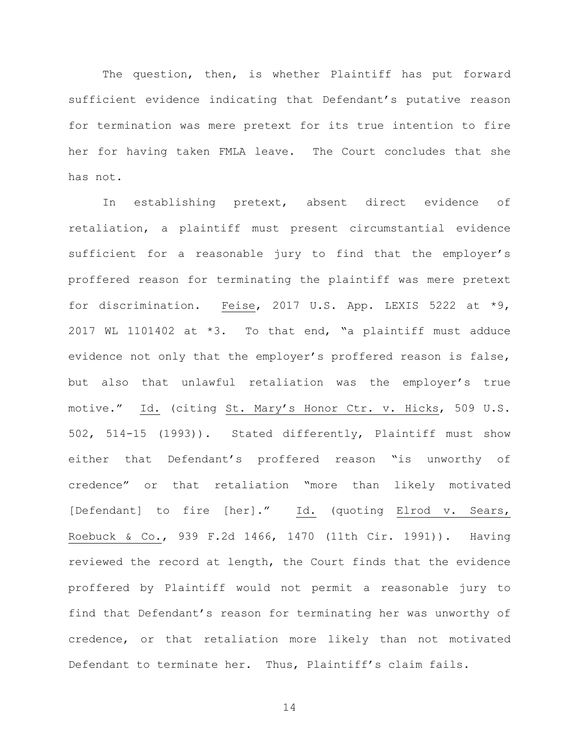The question, then, is whether Plaintiff has put forward sufficient evidence indicating that Defendant's putative reason for termination was mere pretext for its true intention to fire her for having taken FMLA leave. The Court concludes that she has not.

In establishing pretext, absent direct evidence of retaliation, a plaintiff must present circumstantial evidence sufficient for a reasonable jury to find that the employer's proffered reason for terminating the plaintiff was mere pretext for discrimination. Feise, 2017 U.S. App. LEXIS 5222 at *9, 2017 WL 1101402 at *3. To that end, "a plaintiff must adduce evidence not only that the employer's proffered reason is false, but also that unlawful retaliation was the employer's true motive." Id. (citing St. Mary's Honor Ctr. v. Hicks, 509 U.S. 502, 514-15 (1993)). Stated differently, Plaintiff must show either that Defendant's proffered reason "is unworthy of credence" or that retaliation "more than likely motivated [Defendant] to fire [her]." Id. (quoting Elrod v. Sears, Roebuck & Co., 939 F.2d 1466, 1470 (11th Cir. 1991)). Having reviewed the record at length, the Court finds that the evidence proffered by Plaintiff would not permit a reasonable jury to find that Defendant's reason for terminating her was unworthy of credence, or that retaliation more likely than not motivated Defendant to terminate her. Thus, Plaintiff's claim fails.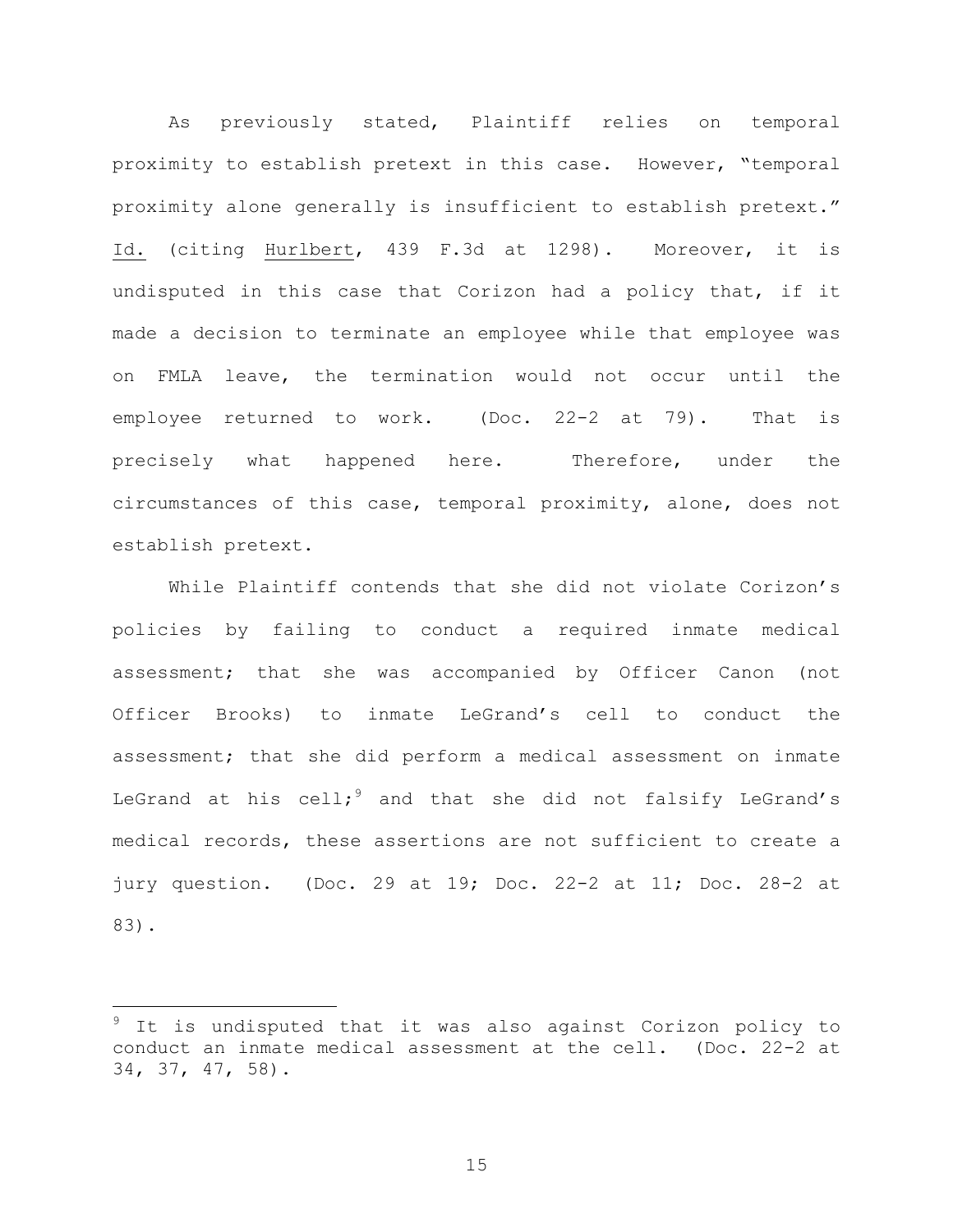As previously stated, Plaintiff relies on temporal proximity to establish pretext in this case. However, "temporal proximity alone generally is insufficient to establish pretext." Id. (citing Hurlbert, 439 F.3d at 1298). Moreover, it is undisputed in this case that Corizon had a policy that, if it made a decision to terminate an employee while that employee was on FMLA leave, the termination would not occur until the employee returned to work. (Doc. 22-2 at 79). That is precisely what happened here. Therefore, under the circumstances of this case, temporal proximity, alone, does not establish pretext.

While Plaintiff contends that she did not violate Corizon's policies by failing to conduct a required inmate medical assessment; that she was accompanied by Officer Canon (not Officer Brooks) to inmate LeGrand's cell to conduct the assessment; that she did perform a medical assessment on inmate LeGrand at his cell;[9] and that she did not falsify LeGrand's medical records, these assertions are not sufficient to create a jury question. (Doc. 29 at 19; Doc. 22-2 at 11; Doc. 28-2 at 83).

---

[9] It is undisputed that it was also against Corizon policy to conduct an inmate medical assessment at the cell. (Doc. 22-2 at 34, 37, 47, 58).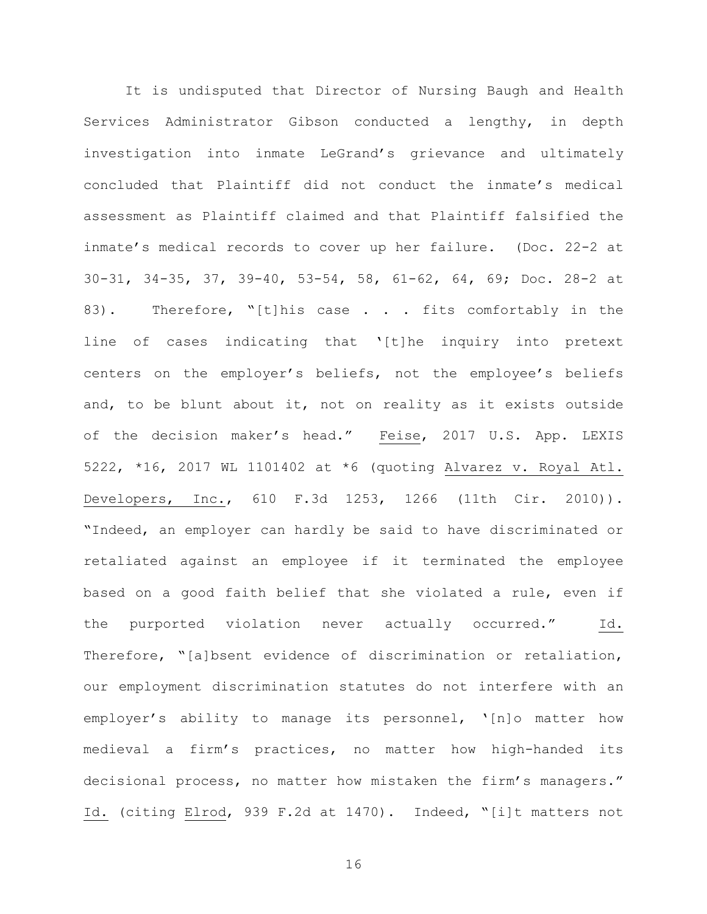It is undisputed that Director of Nursing Baugh and Health Services Administrator Gibson conducted a lengthy, in depth investigation into inmate LeGrand's grievance and ultimately concluded that Plaintiff did not conduct the inmate's medical assessment as Plaintiff claimed and that Plaintiff falsified the inmate's medical records to cover up her failure. (Doc. 22-2 at 30-31, 34-35, 37, 39-40, 53-54, 58, 61-62, 64, 69; Doc. 28-2 at 83). Therefore, "[t]his case . . . fits comfortably in the line of cases indicating that '[t]he inquiry into pretext centers on the employer's beliefs, not the employee's beliefs and, to be blunt about it, not on reality as it exists outside of the decision maker's head." Feise, 2017 U.S. App. LEXIS 5222, *16, 2017 WL 1101402 at *6 (quoting Alvarez v. Royal Atl. Developers, Inc., 610 F.3d 1253, 1266 (11th Cir. 2010)). "Indeed, an employer can hardly be said to have discriminated or retaliated against an employee if it terminated the employee based on a good faith belief that she violated a rule, even if the purported violation never actually occurred." Id. Therefore, "[a]bsent evidence of discrimination or retaliation, our employment discrimination statutes do not interfere with an employer's ability to manage its personnel, '[n]o matter how medieval a firm's practices, no matter how high-handed its decisional process, no matter how mistaken the firm's managers." Id. (citing Elrod, 939 F.2d at 1470). Indeed, "[i]t matters not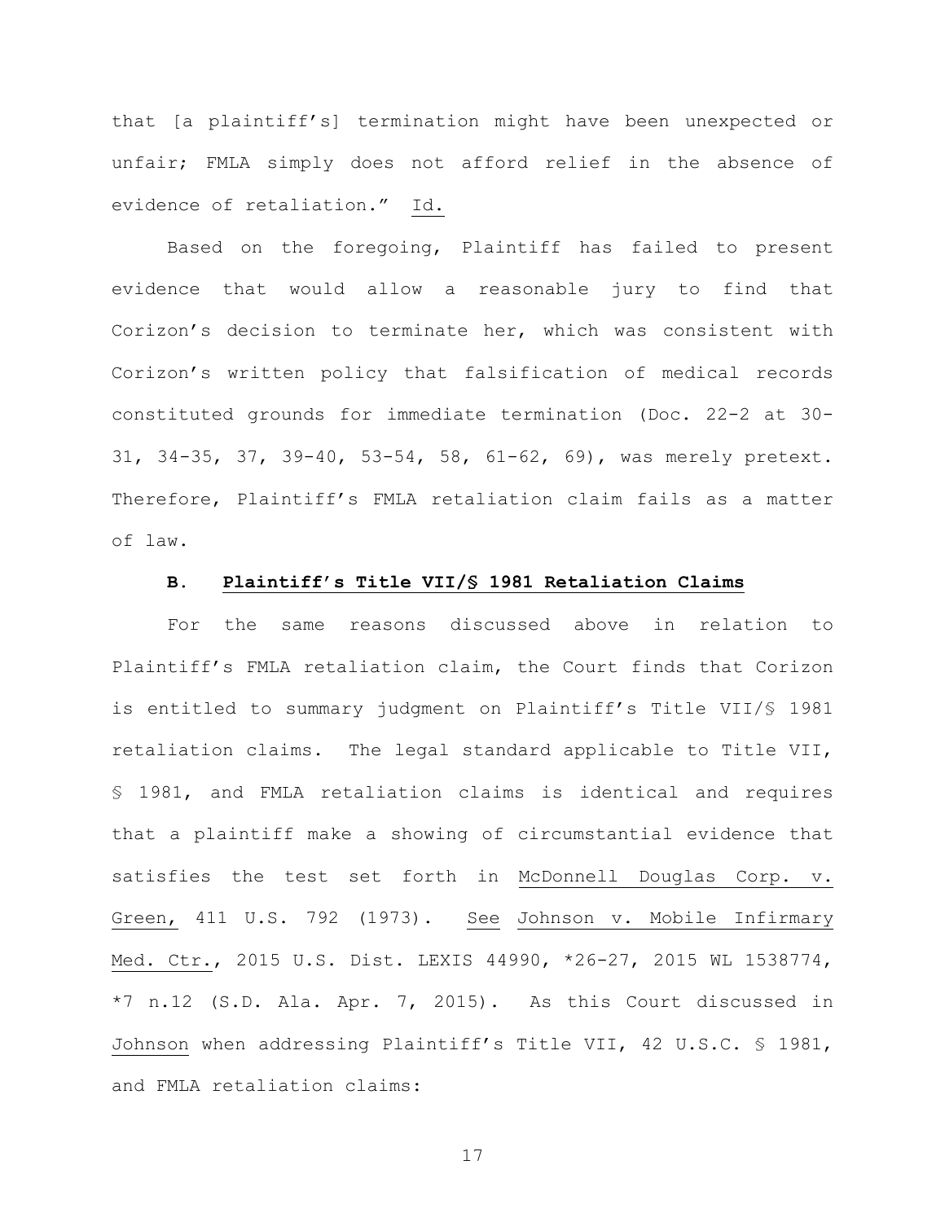that [a plaintiff's] termination might have been unexpected or unfair; FMLA simply does not afford relief in the absence of evidence of retaliation." Id.

Based on the foregoing, Plaintiff has failed to present evidence that would allow a reasonable jury to find that Corizon's decision to terminate her, which was consistent with Corizon's written policy that falsification of medical records constituted grounds for immediate termination (Doc. 22-2 at 30-31, 34-35, 37, 39-40, 53-54, 58, 61-62, 69), was merely pretext. Therefore, Plaintiff's FMLA retaliation claim fails as a matter of law.

### B. Plaintiff's Title VII/§ 1981 Retaliation Claims

For the same reasons discussed above in relation to Plaintiff's FMLA retaliation claim, the Court finds that Corizon is entitled to summary judgment on Plaintiff's Title VII/§ 1981 retaliation claims. The legal standard applicable to Title VII, § 1981, and FMLA retaliation claims is identical and requires that a plaintiff make a showing of circumstantial evidence that satisfies the test set forth in McDonnell Douglas Corp. v. Green, 411 U.S. 792 (1973). See Johnson v. Mobile Infirmary Med. Ctr., 2015 U.S. Dist. LEXIS 44990, *26-27, 2015 WL 1538774, *7 n.12 (S.D. Ala. Apr. 7, 2015). As this Court discussed in Johnson when addressing Plaintiff's Title VII, 42 U.S.C. § 1981, and FMLA retaliation claims: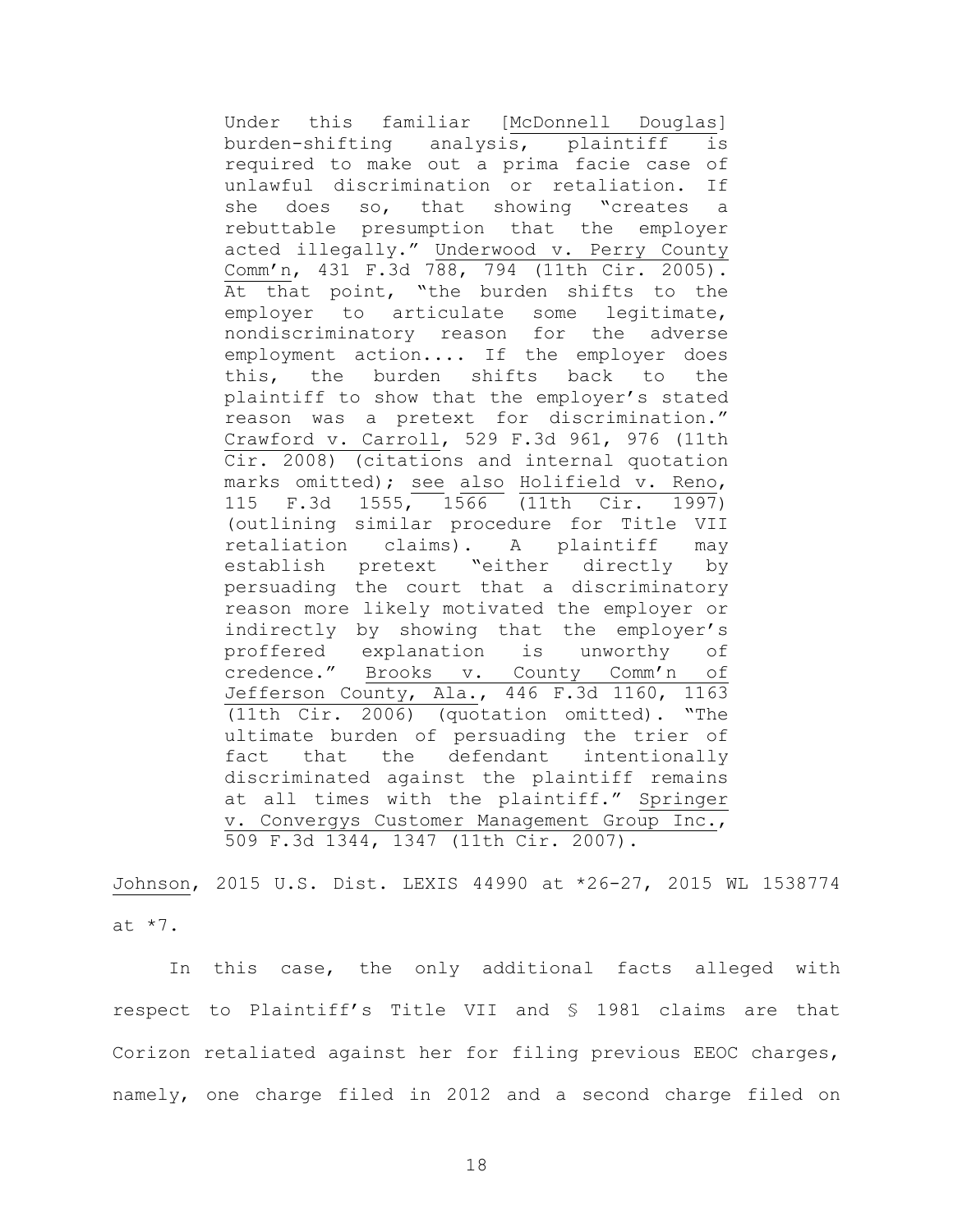> Under this familiar [McDonnell Douglas] burden-shifting analysis, plaintiff is required to make out a prima facie case of unlawful discrimination or retaliation. If she does so, that showing "creates a rebuttable presumption that the employer acted illegally." Underwood v. Perry County Comm'n, 431 F.3d 788, 794 (11th Cir. 2005). At that point, "the burden shifts to the employer to articulate some legitimate, nondiscriminatory reason for the adverse employment action.... If the employer does this, the burden shifts back to the plaintiff to show that the employer's stated reason was a pretext for discrimination." Crawford v. Carroll, 529 F.3d 961, 976 (11th Cir. 2008) (citations and internal quotation marks omitted); see also Holifield v. Reno, 115 F.3d 1555, 1566 (11th Cir. 1997) (outlining similar procedure for Title VII retaliation claims). A plaintiff may establish pretext "either directly by persuading the court that a discriminatory reason more likely motivated the employer or indirectly by showing that the employer's proffered explanation is unworthy of credence." Brooks v. County Comm'n of Jefferson County, Ala., 446 F.3d 1160, 1163 (11th Cir. 2006) (quotation omitted). "The ultimate burden of persuading the trier of fact that the defendant intentionally discriminated against the plaintiff remains at all times with the plaintiff." Springer v. Convergys Customer Management Group Inc., 509 F.3d 1344, 1347 (11th Cir. 2007).

Johnson, 2015 U.S. Dist. LEXIS 44990 at *26-27, 2015 WL 1538774 at *7.

In this case, the only additional facts alleged with respect to Plaintiff's Title VII and § 1981 claims are that Corizon retaliated against her for filing previous EEOC charges, namely, one charge filed in 2012 and a second charge filed on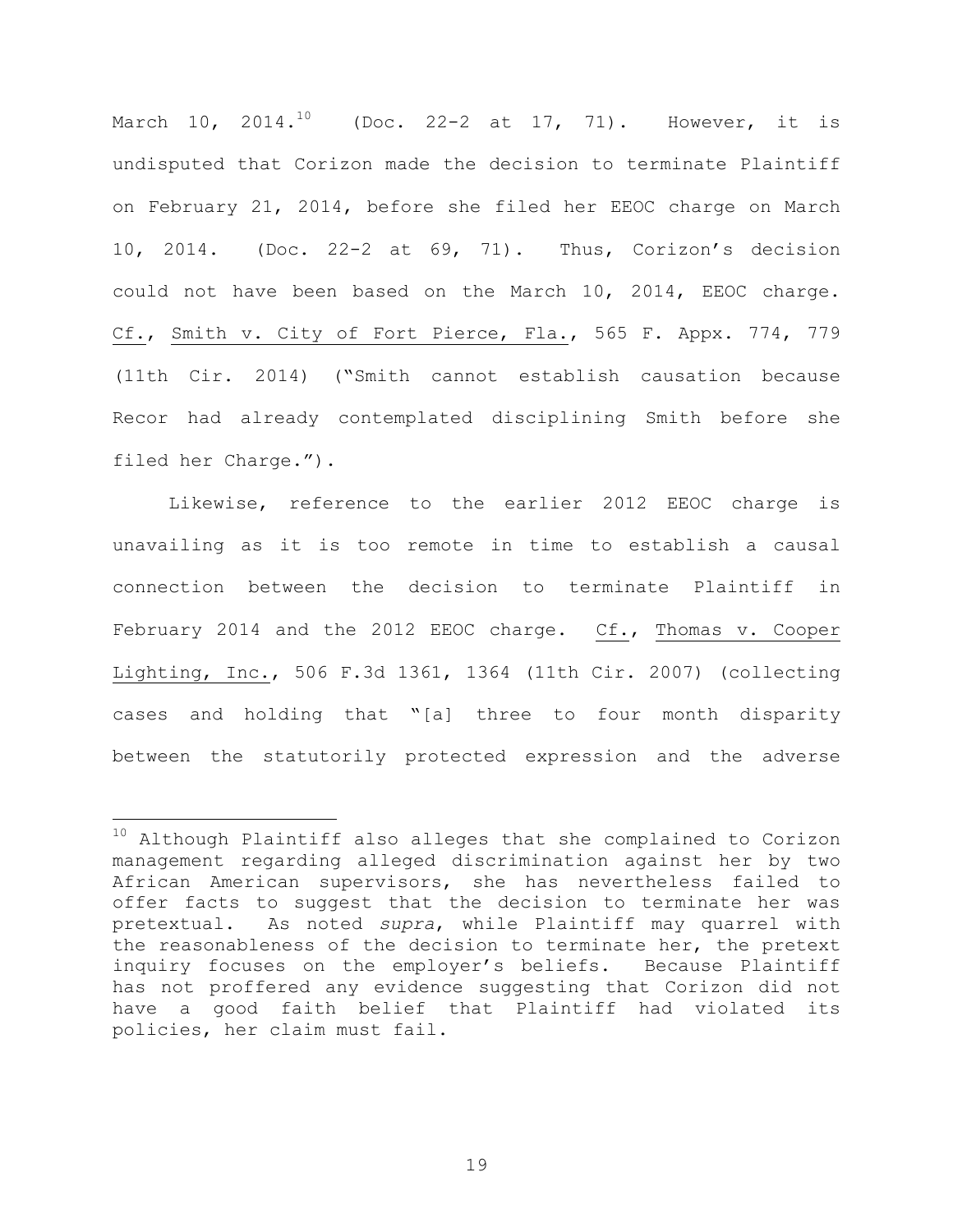March 10, 2014.[10] (Doc. 22-2 at 17, 71). However, it is undisputed that Corizon made the decision to terminate Plaintiff on February 21, 2014, before she filed her EEOC charge on March 10, 2014. (Doc. 22-2 at 69, 71). Thus, Corizon's decision could not have been based on the March 10, 2014, EEOC charge. Cf., Smith v. City of Fort Pierce, Fla., 565 F. Appx. 774, 779 (11th Cir. 2014) ("Smith cannot establish causation because Recor had already contemplated disciplining Smith before she filed her Charge.").

Likewise, reference to the earlier 2012 EEOC charge is unavailing as it is too remote in time to establish a causal connection between the decision to terminate Plaintiff in February 2014 and the 2012 EEOC charge. Cf., Thomas v. Cooper Lighting, Inc., 506 F.3d 1361, 1364 (11th Cir. 2007) (collecting cases and holding that "[a] three to four month disparity between the statutorily protected expression and the adverse

---

[10] Although Plaintiff also alleges that she complained to Corizon management regarding alleged discrimination against her by two African American supervisors, she has nevertheless failed to offer facts to suggest that the decision to terminate her was pretextual. As noted *supra*, while Plaintiff may quarrel with the reasonableness of the decision to terminate her, the pretext inquiry focuses on the employer's beliefs. Because Plaintiff has not proffered any evidence suggesting that Corizon did not have a good faith belief that Plaintiff had violated its policies, her claim must fail.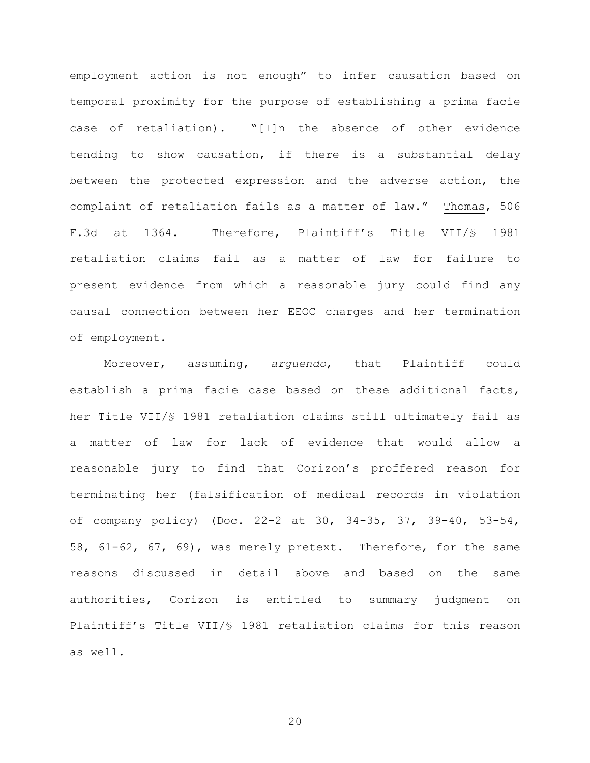employment action is not enough" to infer causation based on temporal proximity for the purpose of establishing a prima facie case of retaliation). "[I]n the absence of other evidence tending to show causation, if there is a substantial delay between the protected expression and the adverse action, the complaint of retaliation fails as a matter of law." Thomas, 506 F.3d at 1364. Therefore, Plaintiff's Title VII/§ 1981 retaliation claims fail as a matter of law for failure to present evidence from which a reasonable jury could find any causal connection between her EEOC charges and her termination of employment.

Moreover, assuming, *arguendo*, that Plaintiff could establish a prima facie case based on these additional facts, her Title VII/§ 1981 retaliation claims still ultimately fail as a matter of law for lack of evidence that would allow a reasonable jury to find that Corizon's proffered reason for terminating her (falsification of medical records in violation of company policy) (Doc. 22-2 at 30, 34-35, 37, 39-40, 53-54, 58, 61-62, 67, 69), was merely pretext. Therefore, for the same reasons discussed in detail above and based on the same authorities, Corizon is entitled to summary judgment on Plaintiff's Title VII/§ 1981 retaliation claims for this reason as well.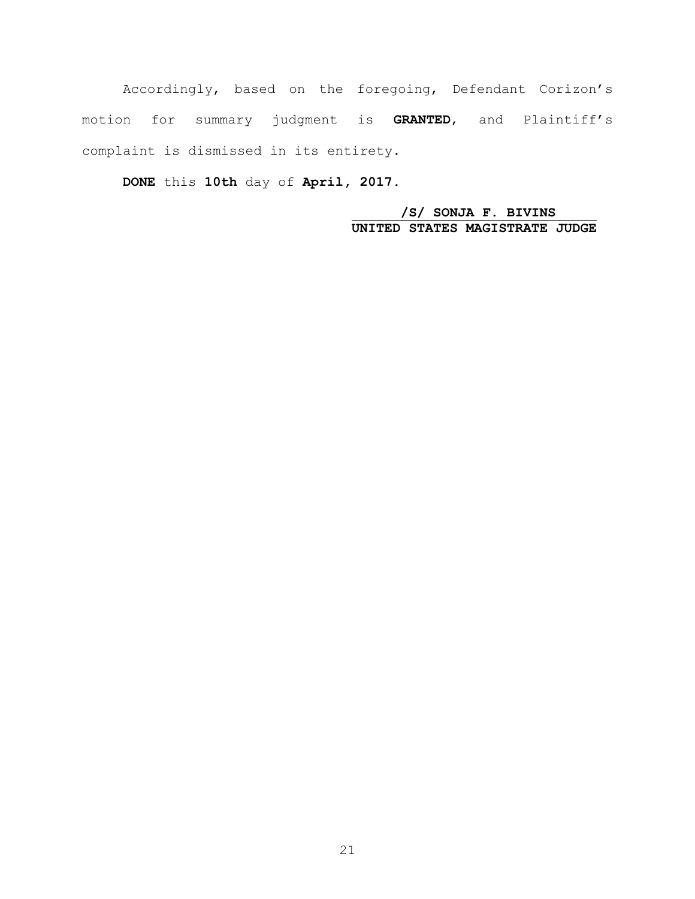Accordingly, based on the foregoing, Defendant Corizon's motion for summary judgment is **GRANTED**, and Plaintiff's complaint is dismissed in its entirety.

**DONE** this **10th** day of **April, 2017.**

**/S/ SONJA F. BIVINS**
**UNITED STATES MAGISTRATE JUDGE**